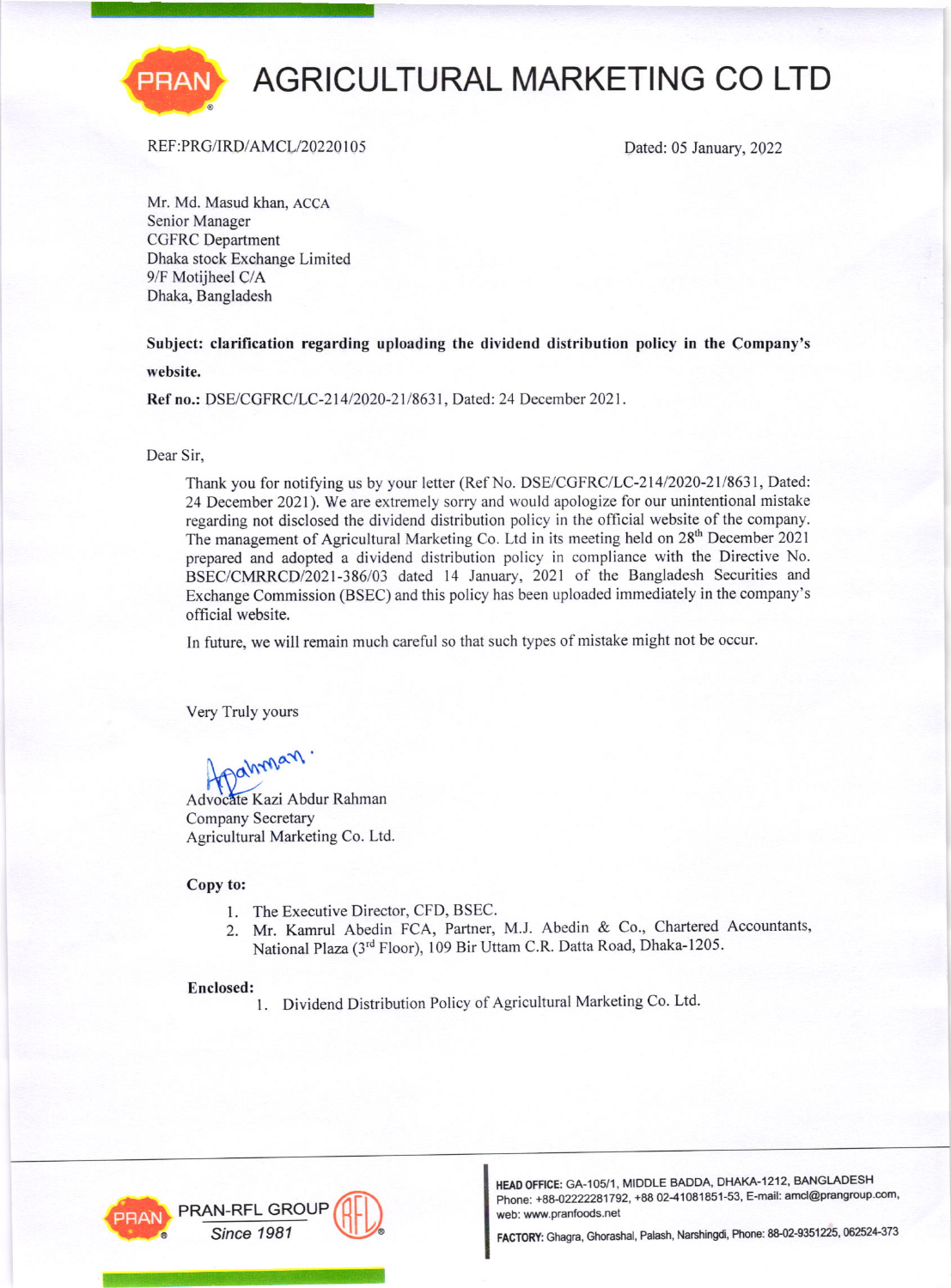# AGRICULTURAL MARKETING CO LTD

REF:PRG/IRD/AMCL/20220105

Dated: 05 January, 2022

Mr. Md. Masud khan, ACCA
Senior Manager
CGFRC Department
Dhaka stock Exchange Limited
9/F Motijheel C/A
Dhaka, Bangladesh

**Subject: clarification regarding uploading the dividend distribution policy in the Company's website.**

**Ref no.:** DSE/CGFRC/LC-214/2020-21/8631, Dated: 24 December 2021.

Dear Sir,

Thank you for notifying us by your letter (Ref No. DSE/CGFRC/LC-214/2020-21/8631, Dated: 24 December 2021). We are extremely sorry and would apologize for our unintentional mistake regarding not disclosed the dividend distribution policy in the official website of the company. The management of Agricultural Marketing Co. Ltd in its meeting held on 28th December 2021 prepared and adopted a dividend distribution policy in compliance with the Directive No. BSEC/CMRRCD/2021-386/03 dated 14 January, 2021 of the Bangladesh Securities and Exchange Commission (BSEC) and this policy has been uploaded immediately in the company's official website.

In future, we will remain much careful so that such types of mistake might not be occur.

Very Truly yours

Advocate Kazi Abdur Rahman
Company Secretary
Agricultural Marketing Co. Ltd.

**Copy to:**

1. The Executive Director, CFD, BSEC.
2. Mr. Kamrul Abedin FCA, Partner, M.J. Abedin & Co., Chartered Accountants, National Plaza (3rd Floor), 109 Bir Uttam C.R. Datta Road, Dhaka-1205.

**Enclosed:**

1. Dividend Distribution Policy of Agricultural Marketing Co. Ltd.

PRAN-RFL GROUP
Since 1981

**HEAD OFFICE:** GA-105/1, MIDDLE BADDA, DHAKA-1212, BANGLADESH
Phone: +88-02222281792, +88 02-41081851-53, E-mail: amcl@prangroup.com, web: www.pranfoods.net

**FACTORY:** Ghagra, Ghorashal, Palash, Narshingdi, Phone: 88-02-9351225, 062524-373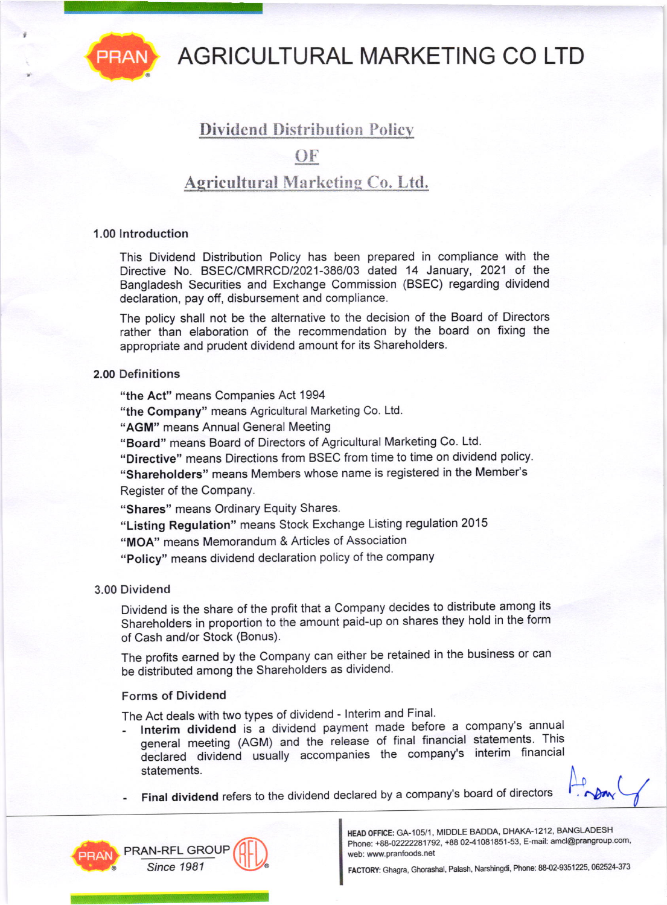# AGRICULTURAL MARKETING CO LTD

## Dividend Distribution Policy

## OF

## Agricultural Marketing Co. Ltd.

### 1.00 Introduction

This Dividend Distribution Policy has been prepared in compliance with the Directive No. BSEC/CMRRCD/2021-386/03 dated 14 January, 2021 of the Bangladesh Securities and Exchange Commission (BSEC) regarding dividend declaration, pay off, disbursement and compliance.

The policy shall not be the alternative to the decision of the Board of Directors rather than elaboration of the recommendation by the board on fixing the appropriate and prudent dividend amount for its Shareholders.

### 2.00 Definitions

**"the Act"** means Companies Act 1994

**"the Company"** means Agricultural Marketing Co. Ltd.

**"AGM"** means Annual General Meeting

**"Board"** means Board of Directors of Agricultural Marketing Co. Ltd.

**"Directive"** means Directions from BSEC from time to time on dividend policy.

**"Shareholders"** means Members whose name is registered in the Member's Register of the Company.

**"Shares"** means Ordinary Equity Shares.

**"Listing Regulation"** means Stock Exchange Listing regulation 2015

**"MOA"** means Memorandum & Articles of Association

**"Policy"** means dividend declaration policy of the company

### 3.00 Dividend

Dividend is the share of the profit that a Company decides to distribute among its Shareholders in proportion to the amount paid-up on shares they hold in the form of Cash and/or Stock (Bonus).

The profits earned by the Company can either be retained in the business or can be distributed among the Shareholders as dividend.

#### Forms of Dividend

The Act deals with two types of dividend - Interim and Final.

- **Interim dividend** is a dividend payment made before a company's annual general meeting (AGM) and the release of final financial statements. This declared dividend usually accompanies the company's interim financial statements.
- **Final dividend** refers to the dividend declared by a company's board of directors

PRAN-RFL GROUP
Since 1981

**HEAD OFFICE:** GA-105/1, MIDDLE BADDA, DHAKA-1212, BANGLADESH
Phone: +88-02222281792, +88 02-41081851-53, E-mail: amcl@prangroup.com, web: www.pranfoods.net

**FACTORY:** Ghagra, Ghorashal, Palash, Narshingdi, Phone: 88-02-9351225, 062524-373